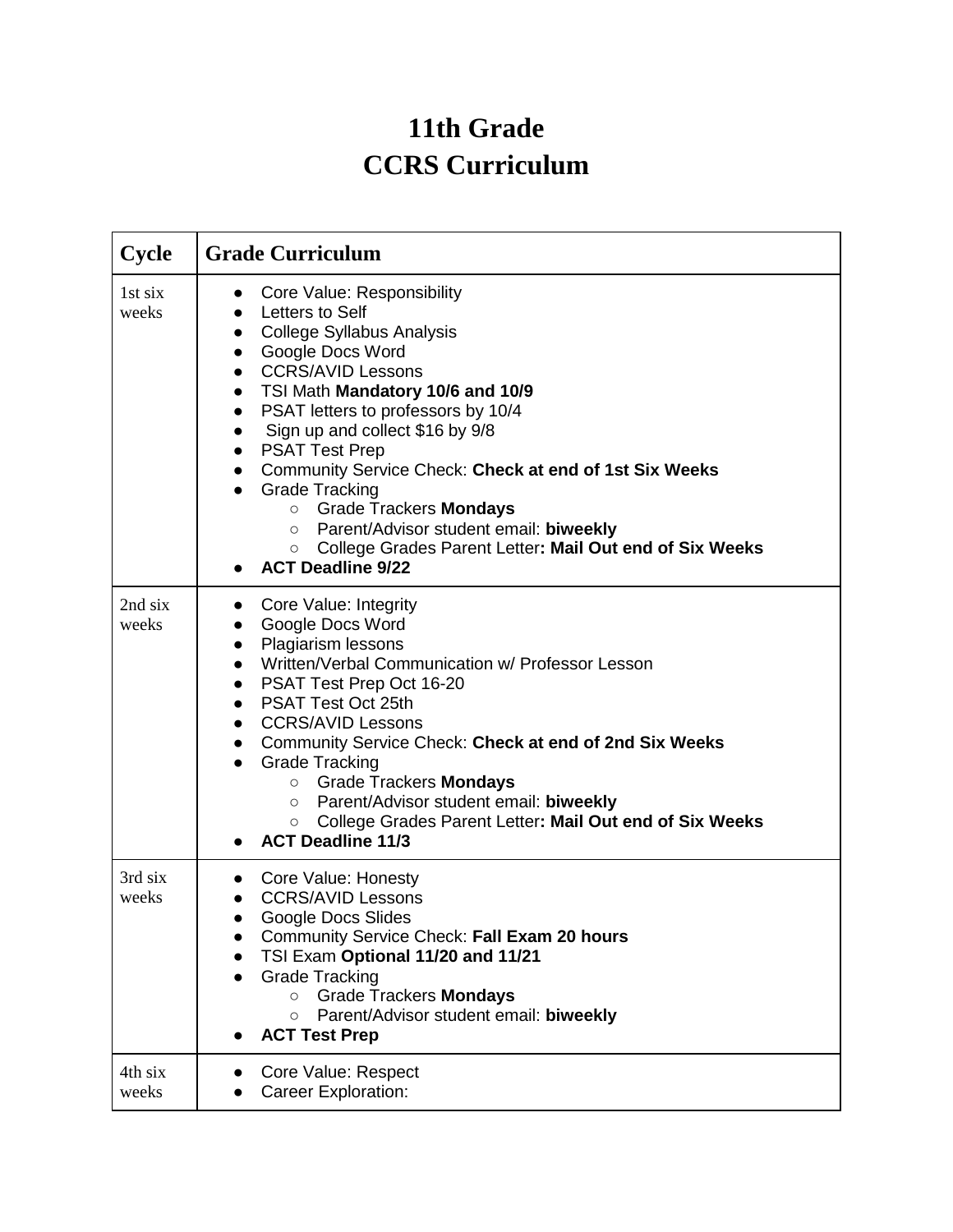# 11th Grade
# CCRS Curriculum

| Cycle | Grade Curriculum |
|---|---|
| 1st six weeks | • Core Value: Responsibility<br>• Letters to Self<br>• College Syllabus Analysis<br>• Google Docs Word<br>• CCRS/AVID Lessons<br>• TSI Math **Mandatory 10/6 and 10/9**<br>• PSAT letters to professors by 10/4<br>• Sign up and collect $16 by 9/8<br>• PSAT Test Prep<br>• Community Service Check: **Check at end of 1st Six Weeks**<br>• Grade Tracking<br>&nbsp;&nbsp;&nbsp;&nbsp;○ Grade Trackers **Mondays**<br>&nbsp;&nbsp;&nbsp;&nbsp;○ Parent/Advisor student email: **biweekly**<br>&nbsp;&nbsp;&nbsp;&nbsp;○ College Grades Parent Letter**: Mail Out end of Six Weeks**<br>• **ACT Deadline 9/22** |
| 2nd six weeks | • Core Value: Integrity<br>• Google Docs Word<br>• Plagiarism lessons<br>• Written/Verbal Communication w/ Professor Lesson<br>• PSAT Test Prep Oct 16-20<br>• PSAT Test Oct 25th<br>• CCRS/AVID Lessons<br>• Community Service Check: **Check at end of 2nd Six Weeks**<br>• Grade Tracking<br>&nbsp;&nbsp;&nbsp;&nbsp;○ Grade Trackers **Mondays**<br>&nbsp;&nbsp;&nbsp;&nbsp;○ Parent/Advisor student email: **biweekly**<br>&nbsp;&nbsp;&nbsp;&nbsp;○ College Grades Parent Letter**: Mail Out end of Six Weeks**<br>• **ACT Deadline 11/3** |
| 3rd six weeks | • Core Value: Honesty<br>• CCRS/AVID Lessons<br>• Google Docs Slides<br>• Community Service Check: **Fall Exam 20 hours**<br>• TSI Exam **Optional 11/20 and 11/21**<br>• Grade Tracking<br>&nbsp;&nbsp;&nbsp;&nbsp;○ Grade Trackers **Mondays**<br>&nbsp;&nbsp;&nbsp;&nbsp;○ Parent/Advisor student email: **biweekly**<br>• **ACT Test Prep** |
| 4th six weeks | • Core Value: Respect<br>• Career Exploration: |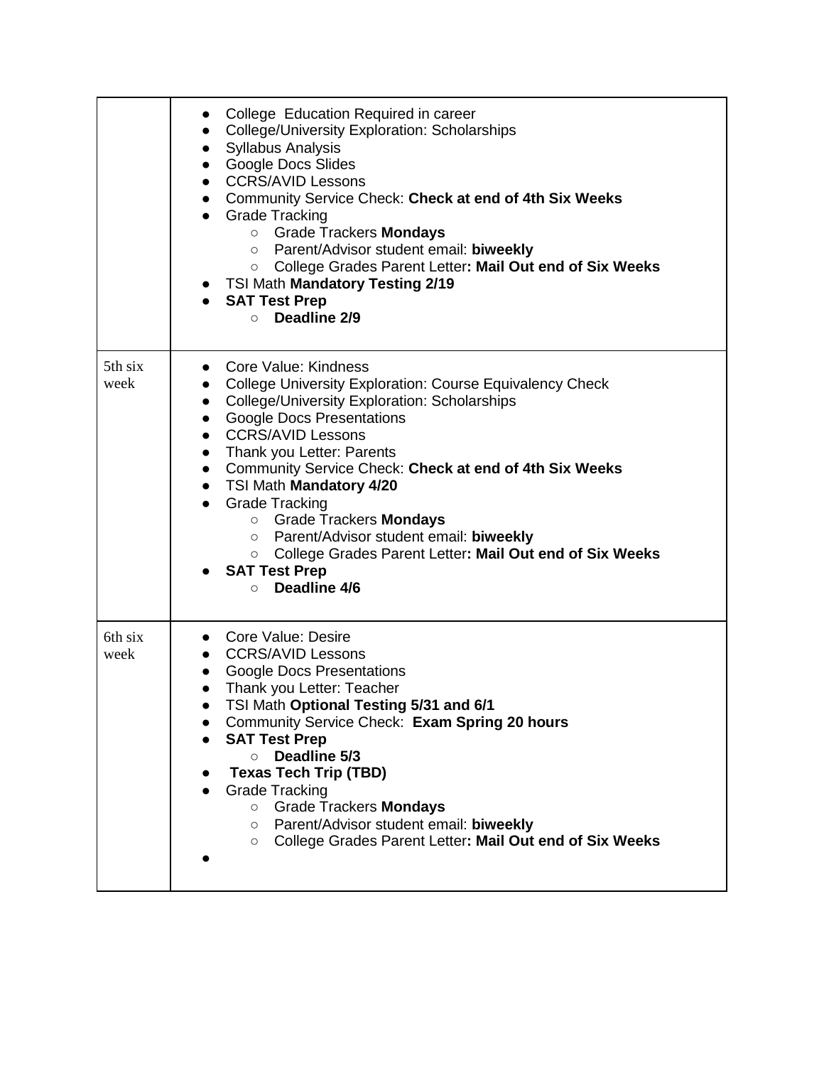| | |
|---|---|
| | • College Education Required in career<br>• College/University Exploration: Scholarships<br>• Syllabus Analysis<br>• Google Docs Slides<br>• CCRS/AVID Lessons<br>• Community Service Check: **Check at end of 4th Six Weeks**<br>• Grade Tracking<br>　○ Grade Trackers **Mondays**<br>　○ Parent/Advisor student email: **biweekly**<br>　○ College Grades Parent Letter**: Mail Out end of Six Weeks**<br>• TSI Math **Mandatory Testing 2/19**<br>• **SAT Test Prep**<br>　○ **Deadline 2/9** |
| 5th six week | • Core Value: Kindness<br>• College University Exploration: Course Equivalency Check<br>• College/University Exploration: Scholarships<br>• Google Docs Presentations<br>• CCRS/AVID Lessons<br>• Thank you Letter: Parents<br>• Community Service Check: **Check at end of 4th Six Weeks**<br>• TSI Math **Mandatory 4/20**<br>• Grade Tracking<br>　○ Grade Trackers **Mondays**<br>　○ Parent/Advisor student email: **biweekly**<br>　○ College Grades Parent Letter**: Mail Out end of Six Weeks**<br>• **SAT Test Prep**<br>　○ **Deadline 4/6** |
| 6th six week | • Core Value: Desire<br>• CCRS/AVID Lessons<br>• Google Docs Presentations<br>• Thank you Letter: Teacher<br>• TSI Math **Optional Testing 5/31 and 6/1**<br>• Community Service Check: **Exam Spring 20 hours**<br>• **SAT Test Prep**<br>　○ **Deadline 5/3**<br>• **Texas Tech Trip (TBD)**<br>• Grade Tracking<br>　○ Grade Trackers **Mondays**<br>　○ Parent/Advisor student email: **biweekly**<br>　○ College Grades Parent Letter**: Mail Out end of Six Weeks**<br>• |